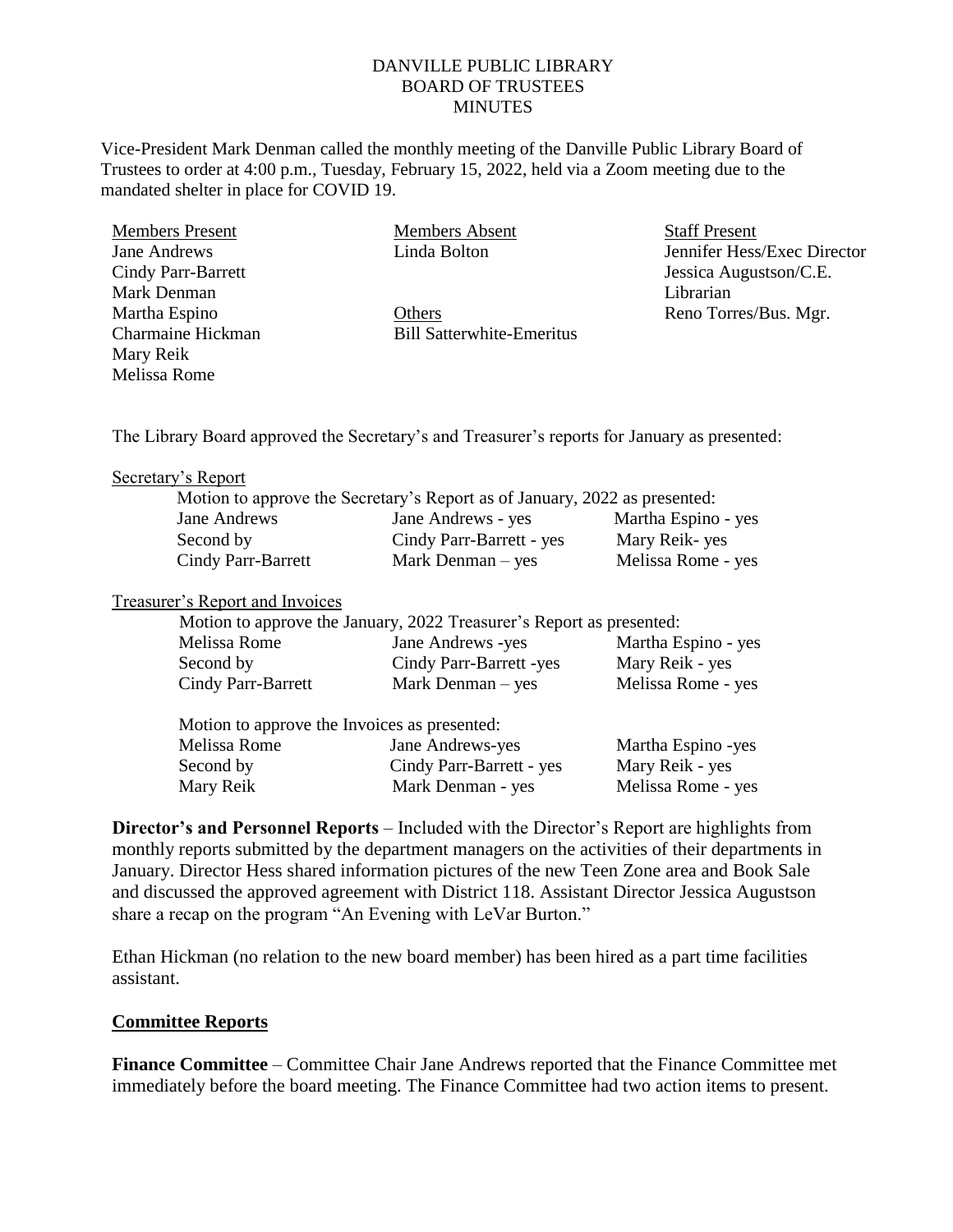DANVILLE PUBLIC LIBRARY
BOARD OF TRUSTEES
MINUTES

Vice-President Mark Denman called the monthly meeting of the Danville Public Library Board of Trustees to order at 4:00 p.m., Tuesday, February 15, 2022, held via a Zoom meeting due to the mandated shelter in place for COVID 19.

| Members Present | Members Absent | Staff Present |
|---|---|---|
| Jane Andrews | Linda Bolton | Jennifer Hess/Exec Director |
| Cindy Parr-Barrett | | Jessica Augustson/C.E. Librarian |
| Mark Denman | | |
| Martha Espino | Others | Reno Torres/Bus. Mgr. |
| Charmaine Hickman | Bill Satterwhite-Emeritus | |
| Mary Reik | | |
| Melissa Rome | | |

The Library Board approved the Secretary's and Treasurer's reports for January as presented:

Secretary's Report

Motion to approve the Secretary's Report as of January, 2022 as presented:

| | | |
|---|---|---|
| Jane Andrews | Jane Andrews - yes | Martha Espino - yes |
| Second by | Cindy Parr-Barrett - yes | Mary Reik- yes |
| Cindy Parr-Barrett | Mark Denman – yes | Melissa Rome - yes |

Treasurer's Report and Invoices

Motion to approve the January, 2022 Treasurer's Report as presented:

| | | |
|---|---|---|
| Melissa Rome | Jane Andrews -yes | Martha Espino - yes |
| Second by | Cindy Parr-Barrett -yes | Mary Reik - yes |
| Cindy Parr-Barrett | Mark Denman – yes | Melissa Rome - yes |

Motion to approve the Invoices as presented:

| | | |
|---|---|---|
| Melissa Rome | Jane Andrews-yes | Martha Espino -yes |
| Second by | Cindy Parr-Barrett - yes | Mary Reik - yes |
| Mary Reik | Mark Denman - yes | Melissa Rome - yes |

**Director's and Personnel Reports** – Included with the Director's Report are highlights from monthly reports submitted by the department managers on the activities of their departments in January. Director Hess shared information pictures of the new Teen Zone area and Book Sale and discussed the approved agreement with District 118. Assistant Director Jessica Augustson share a recap on the program "An Evening with LeVar Burton."

Ethan Hickman (no relation to the new board member) has been hired as a part time facilities assistant.

## Committee Reports

**Finance Committee** – Committee Chair Jane Andrews reported that the Finance Committee met immediately before the board meeting. The Finance Committee had two action items to present.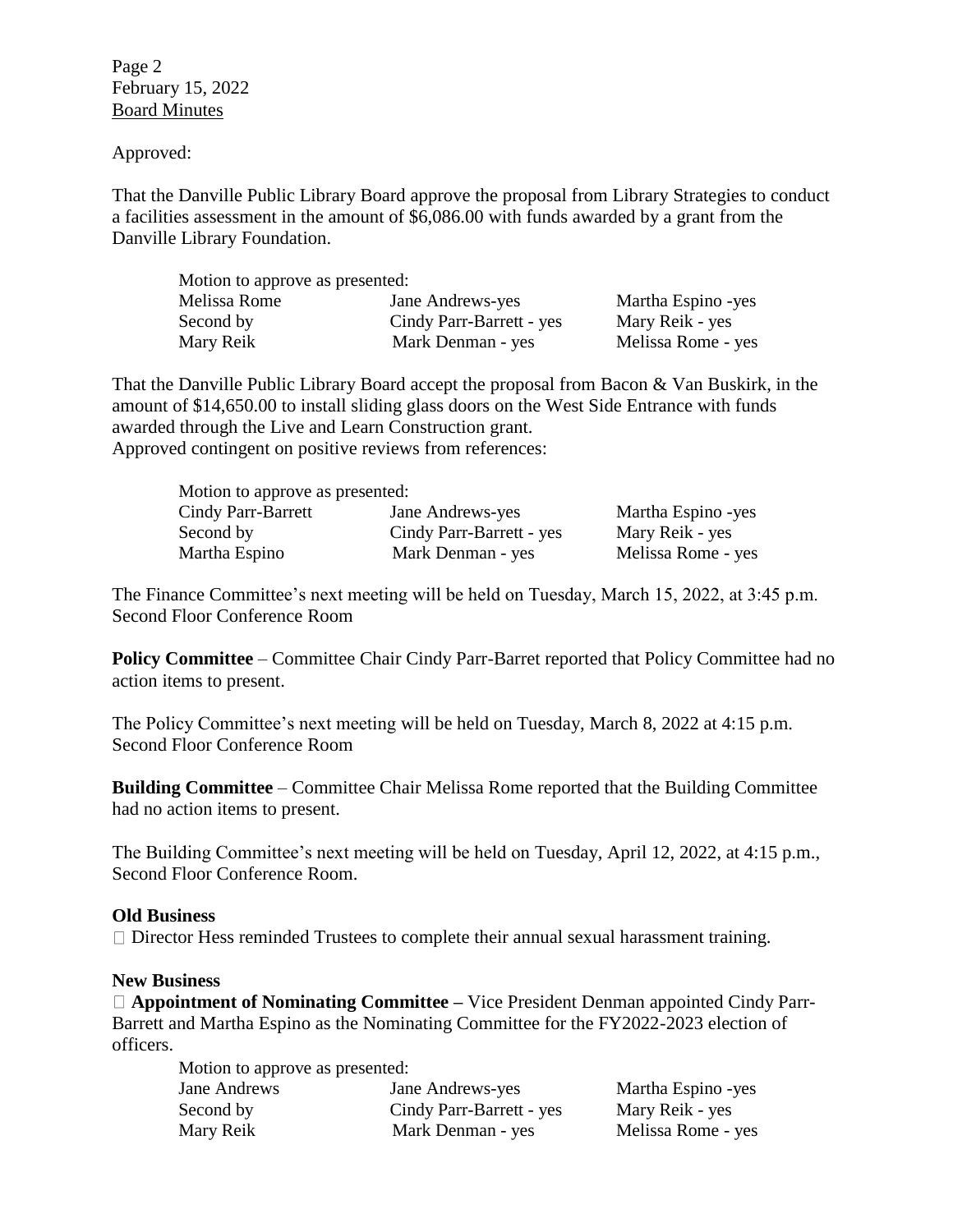Approved:

That the Danville Public Library Board approve the proposal from Library Strategies to conduct a facilities assessment in the amount of $6,086.00 with funds awarded by a grant from the Danville Library Foundation.

| Motion to approve as presented: | | |
|---|---|---|
| Melissa Rome | Jane Andrews-yes | Martha Espino -yes |
| Second by | Cindy Parr-Barrett - yes | Mary Reik - yes |
| Mary Reik | Mark Denman - yes | Melissa Rome - yes |

That the Danville Public Library Board accept the proposal from Bacon & Van Buskirk, in the amount of $14,650.00 to install sliding glass doors on the West Side Entrance with funds awarded through the Live and Learn Construction grant.
Approved contingent on positive reviews from references:

| Motion to approve as presented: | | |
|---|---|---|
| Cindy Parr-Barrett | Jane Andrews-yes | Martha Espino -yes |
| Second by | Cindy Parr-Barrett - yes | Mary Reik - yes |
| Martha Espino | Mark Denman - yes | Melissa Rome - yes |

The Finance Committee's next meeting will be held on Tuesday, March 15, 2022, at 3:45 p.m. Second Floor Conference Room

**Policy Committee** – Committee Chair Cindy Parr-Barret reported that Policy Committee had no action items to present.

The Policy Committee's next meeting will be held on Tuesday, March 8, 2022 at 4:15 p.m. Second Floor Conference Room

**Building Committee** – Committee Chair Melissa Rome reported that the Building Committee had no action items to present.

The Building Committee's next meeting will be held on Tuesday, April 12, 2022, at 4:15 p.m., Second Floor Conference Room.

**Old Business**

- Director Hess reminded Trustees to complete their annual sexual harassment training.

**New Business**

- **Appointment of Nominating Committee –** Vice President Denman appointed Cindy Parr-Barrett and Martha Espino as the Nominating Committee for the FY2022-2023 election of officers.

| Motion to approve as presented: | | |
|---|---|---|
| Jane Andrews | Jane Andrews-yes | Martha Espino -yes |
| Second by | Cindy Parr-Barrett - yes | Mary Reik - yes |
| Mary Reik | Mark Denman - yes | Melissa Rome - yes |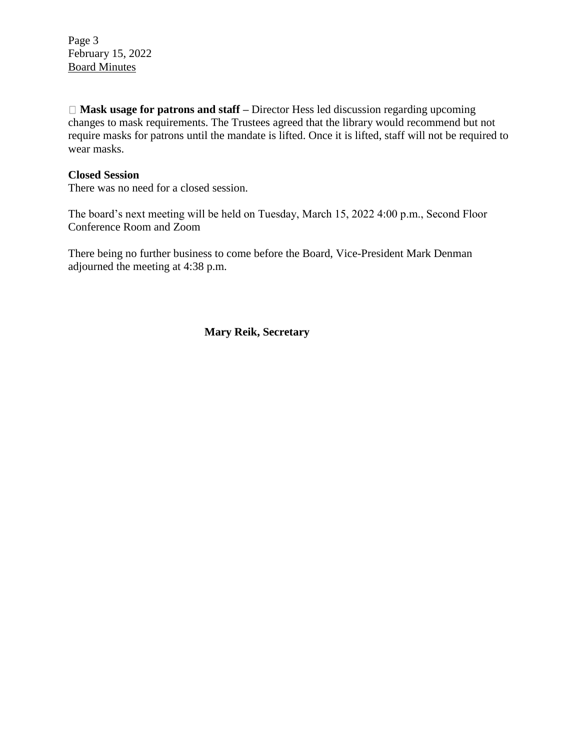- **Mask usage for patrons and staff –** Director Hess led discussion regarding upcoming changes to mask requirements. The Trustees agreed that the library would recommend but not require masks for patrons until the mandate is lifted. Once it is lifted, staff will not be required to wear masks.

**Closed Session**
There was no need for a closed session.

The board's next meeting will be held on Tuesday, March 15, 2022 4:00 p.m., Second Floor Conference Room and Zoom

There being no further business to come before the Board, Vice-President Mark Denman adjourned the meeting at 4:38 p.m.

**Mary Reik, Secretary**